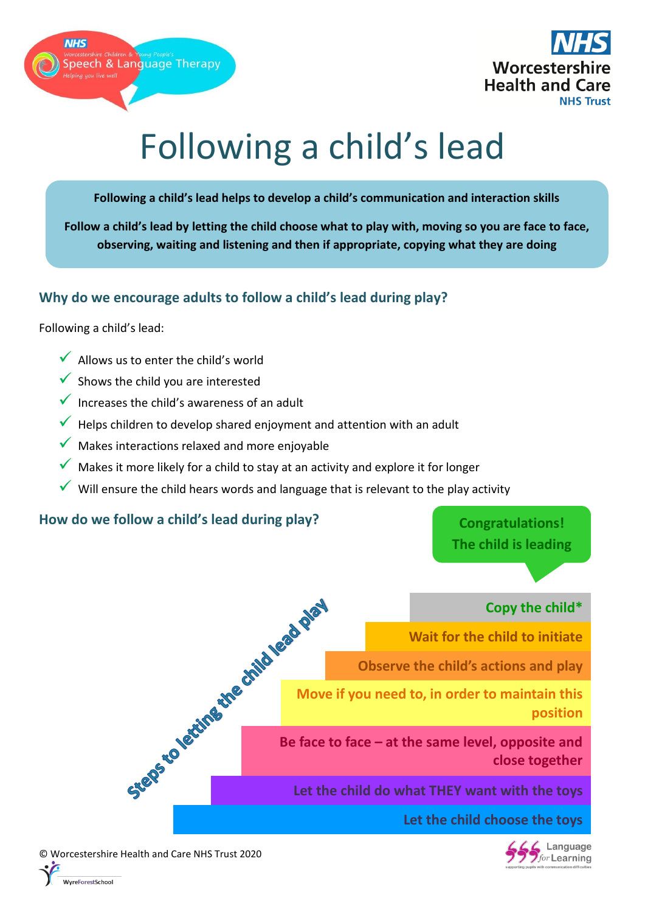# Following a child's lead

**Following a child's lead helps to develop a child's communication and interaction skills**

**Follow a child's lead by letting the child choose what to play with, moving so you are face to face, observing, waiting and listening and then if appropriate, copying what they are doing**

## Why do we encourage adults to follow a child's lead during play?

Following a child's lead:

- ✓ Allows us to enter the child's world
- ✓ Shows the child you are interested
- ✓ Increases the child's awareness of an adult
- ✓ Helps children to develop shared enjoyment and attention with an adult
- ✓ Makes interactions relaxed and more enjoyable
- ✓ Makes it more likely for a child to stay at an activity and explore it for longer
- ✓ Will ensure the child hears words and language that is relevant to the play activity

## How do we follow a child's lead during play?

**Steps to letting the child lead play**

**Congratulations! The child is leading**

- **Copy the child***
- **Wait for the child to initiate**
- **Observe the child's actions and play**
- **Move if you need to, in order to maintain this position**
- **Be face to face – at the same level, opposite and close together**
- **Let the child do what THEY want with the toys**
- **Let the child choose the toys**

© Worcestershire Health and Care NHS Trust 2020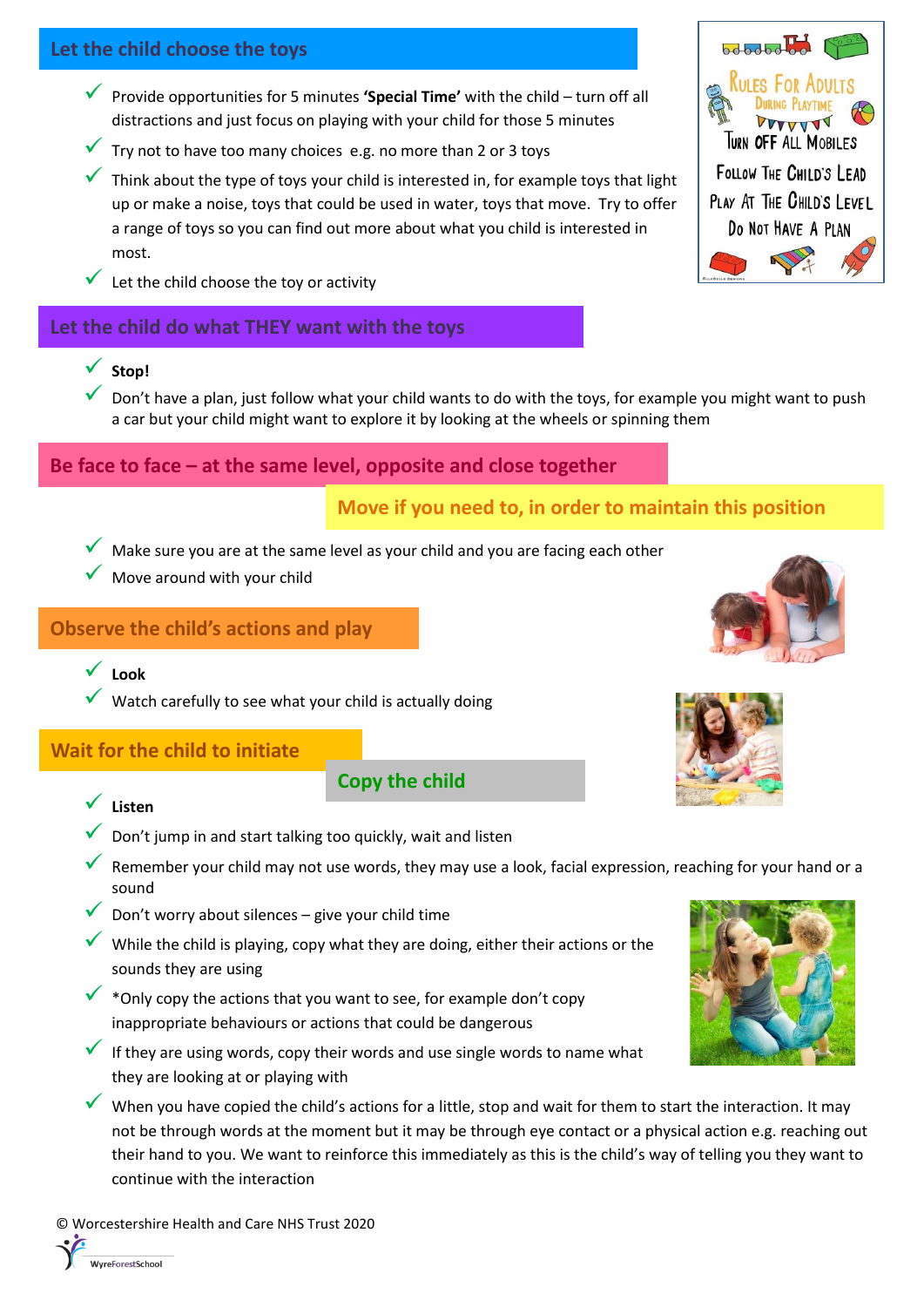## Let the child choose the toys

- Provide opportunities for 5 minutes **'Special Time'** with the child – turn off all distractions and just focus on playing with your child for those 5 minutes
- Try not to have too many choices e.g. no more than 2 or 3 toys
- Think about the type of toys your child is interested in, for example toys that light up or make a noise, toys that could be used in water, toys that move. Try to offer a range of toys so you can find out more about what you child is interested in most.
- Let the child choose the toy or activity

Rules For Adults During Playtime
Turn OFF All Mobiles
Follow The Child's Lead
Play At The Child's Level
Do Not Have A Plan

## Let the child do what THEY want with the toys

- **Stop!**
- Don't have a plan, just follow what your child wants to do with the toys, for example you might want to push a car but your child might want to explore it by looking at the wheels or spinning them

## Be face to face – at the same level, opposite and close together

## Move if you need to, in order to maintain this position

- Make sure you are at the same level as your child and you are facing each other
- Move around with your child

## Observe the child's actions and play

- **Look**
- Watch carefully to see what your child is actually doing

## Wait for the child to initiate

## Copy the child

- **Listen**
- Don't jump in and start talking too quickly, wait and listen
- Remember your child may not use words, they may use a look, facial expression, reaching for your hand or a sound
- Don't worry about silences – give your child time
- While the child is playing, copy what they are doing, either their actions or the sounds they are using
- *Only copy the actions that you want to see, for example don't copy inappropriate behaviours or actions that could be dangerous
- If they are using words, copy their words and use single words to name what they are looking at or playing with
- When you have copied the child's actions for a little, stop and wait for them to start the interaction. It may not be through words at the moment but it may be through eye contact or a physical action e.g. reaching out their hand to you. We want to reinforce this immediately as this is the child's way of telling you they want to continue with the interaction

© Worcestershire Health and Care NHS Trust 2020

WyreForestSchool